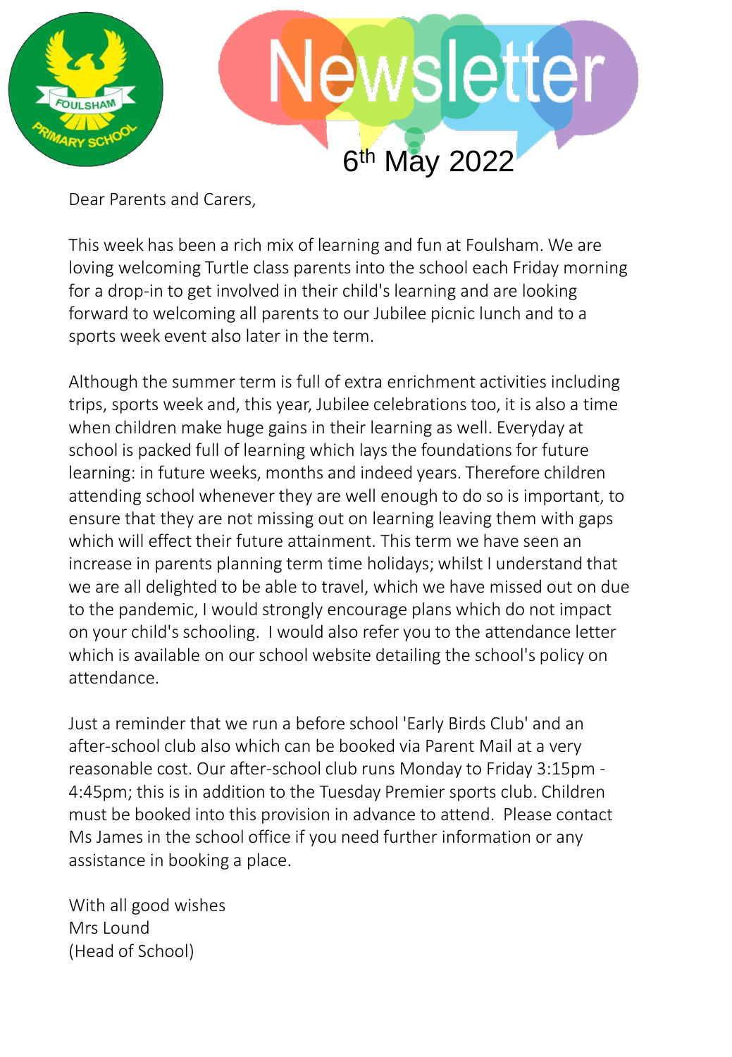# Newsletter

6th May 2022

Dear Parents and Carers,

This week has been a rich mix of learning and fun at Foulsham. We are loving welcoming Turtle class parents into the school each Friday morning for a drop-in to get involved in their child's learning and are looking forward to welcoming all parents to our Jubilee picnic lunch and to a sports week event also later in the term.

Although the summer term is full of extra enrichment activities including trips, sports week and, this year, Jubilee celebrations too, it is also a time when children make huge gains in their learning as well. Everyday at school is packed full of learning which lays the foundations for future learning: in future weeks, months and indeed years. Therefore children attending school whenever they are well enough to do so is important, to ensure that they are not missing out on learning leaving them with gaps which will effect their future attainment. This term we have seen an increase in parents planning term time holidays; whilst I understand that we are all delighted to be able to travel, which we have missed out on due to the pandemic, I would strongly encourage plans which do not impact on your child's schooling. I would also refer you to the attendance letter which is available on our school website detailing the school's policy on attendance.

Just a reminder that we run a before school 'Early Birds Club' and an after-school club also which can be booked via Parent Mail at a very reasonable cost. Our after-school club runs Monday to Friday 3:15pm - 4:45pm; this is in addition to the Tuesday Premier sports club. Children must be booked into this provision in advance to attend. Please contact Ms James in the school office if you need further information or any assistance in booking a place.

With all good wishes
Mrs Lound
(Head of School)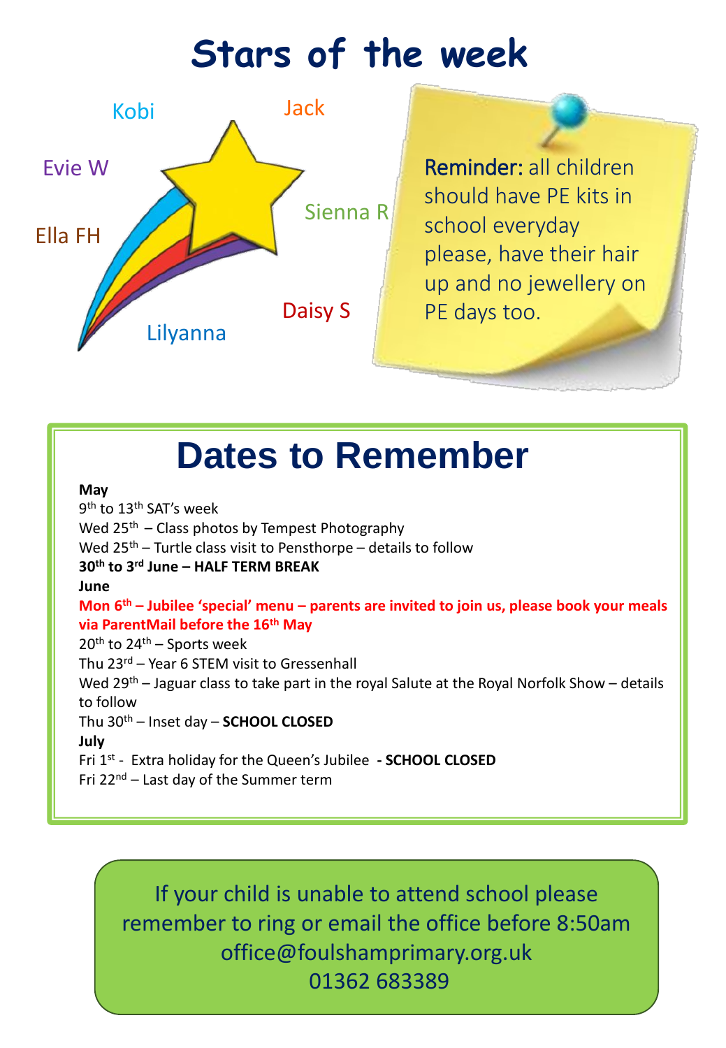# Stars of the week

Kobi

Jack

Evie W

Sienna R

Ella FH

Daisy S

Lilyanna

Reminder: all children should have PE kits in school everyday please, have their hair up and no jewellery on PE days too.

## Dates to Remember

**May**

9th to 13th SAT's week

Wed 25th – Class photos by Tempest Photography

Wed 25th – Turtle class visit to Pensthorpe – details to follow

**30th to 3rd June – HALF TERM BREAK**

**June**

**Mon 6th – Jubilee 'special' menu – parents are invited to join us, please book your meals via ParentMail before the 16th May**

20th to 24th – Sports week

Thu 23rd – Year 6 STEM visit to Gressenhall

Wed 29th – Jaguar class to take part in the royal Salute at the Royal Norfolk Show – details to follow

Thu 30th – Inset day – **SCHOOL CLOSED**

**July**

Fri 1st - Extra holiday for the Queen's Jubilee **- SCHOOL CLOSED**

Fri 22nd – Last day of the Summer term

If your child is unable to attend school please remember to ring or email the office before 8:50am
office@foulshamprimary.org.uk
01362 683389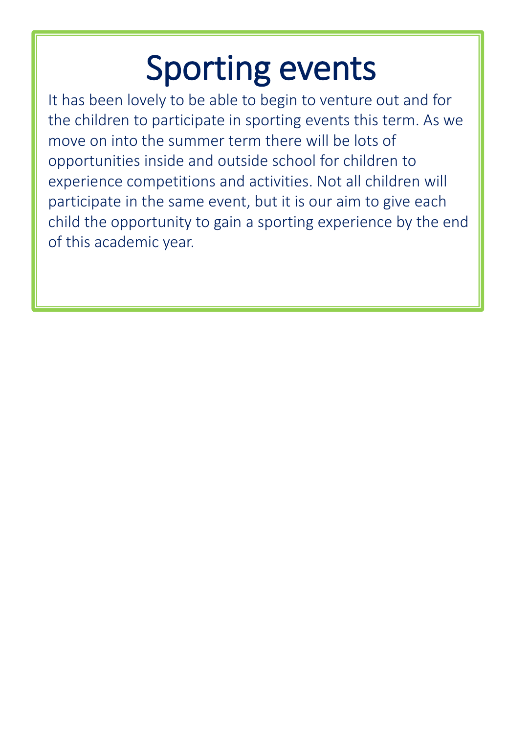# Sporting events

It has been lovely to be able to begin to venture out and for the children to participate in sporting events this term. As we move on into the summer term there will be lots of opportunities inside and outside school for children to experience competitions and activities. Not all children will participate in the same event, but it is our aim to give each child the opportunity to gain a sporting experience by the end of this academic year.